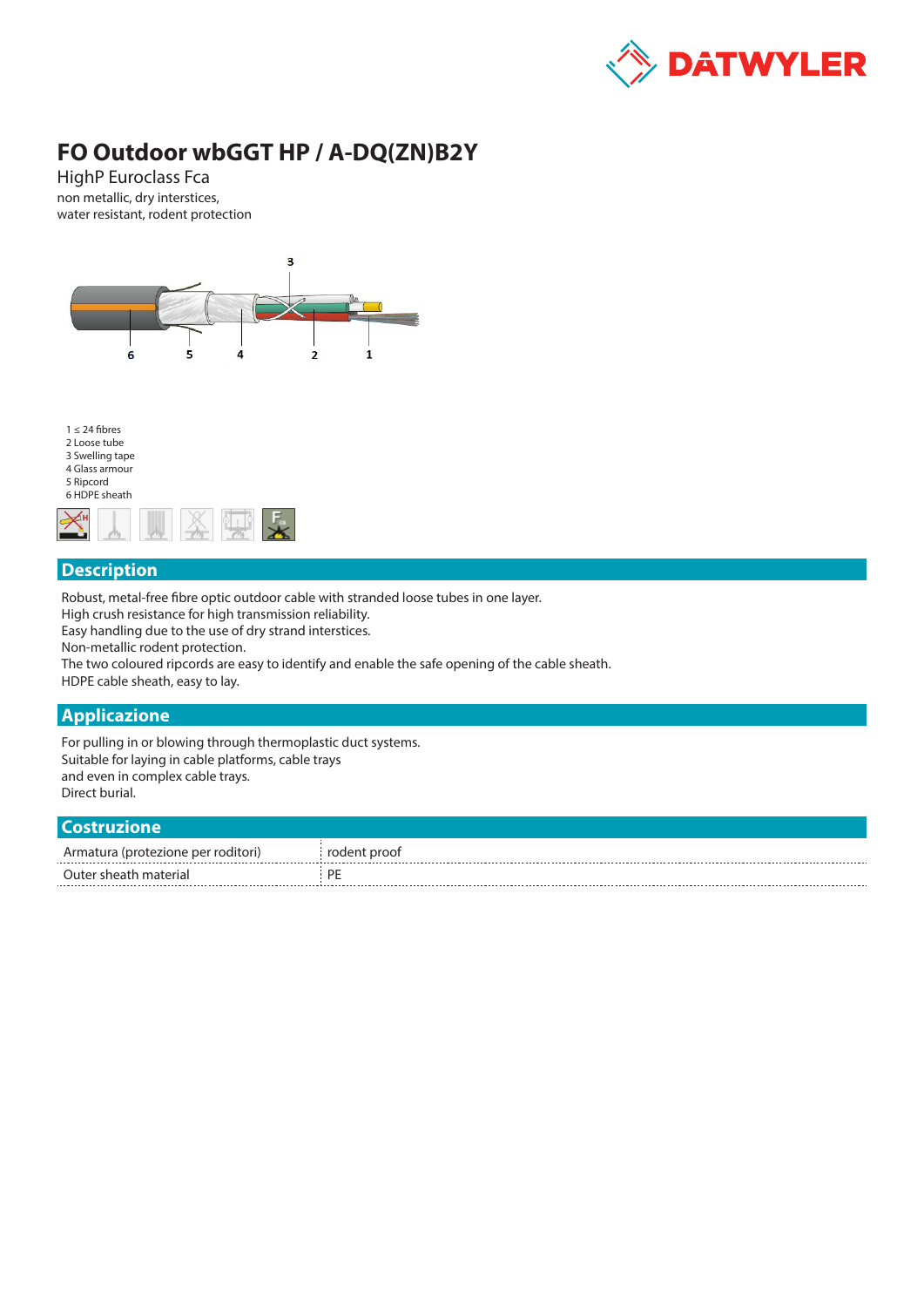# FO Outdoor wbGGT HP / A-DQ(ZN)B2Y

HighP Euroclass Fca

non metallic, dry interstices,
water resistant, rodent protection

1 ≤ 24 fibres
2 Loose tube
3 Swelling tape
4 Glass armour
5 Ripcord
6 HDPE sheath

## Description

Robust, metal-free fibre optic outdoor cable with stranded loose tubes in one layer.
High crush resistance for high transmission reliability.
Easy handling due to the use of dry strand interstices.
Non-metallic rodent protection.
The two coloured ripcords are easy to identify and enable the safe opening of the cable sheath.
HDPE cable sheath, easy to lay.

## Applicazione

For pulling in or blowing through thermoplastic duct systems.
Suitable for laying in cable platforms, cable trays
and even in complex cable trays.
Direct burial.

## Costruzione

| | |
|---|---|
| Armatura (protezione per roditori) | rodent proof |
| Outer sheath material | PE |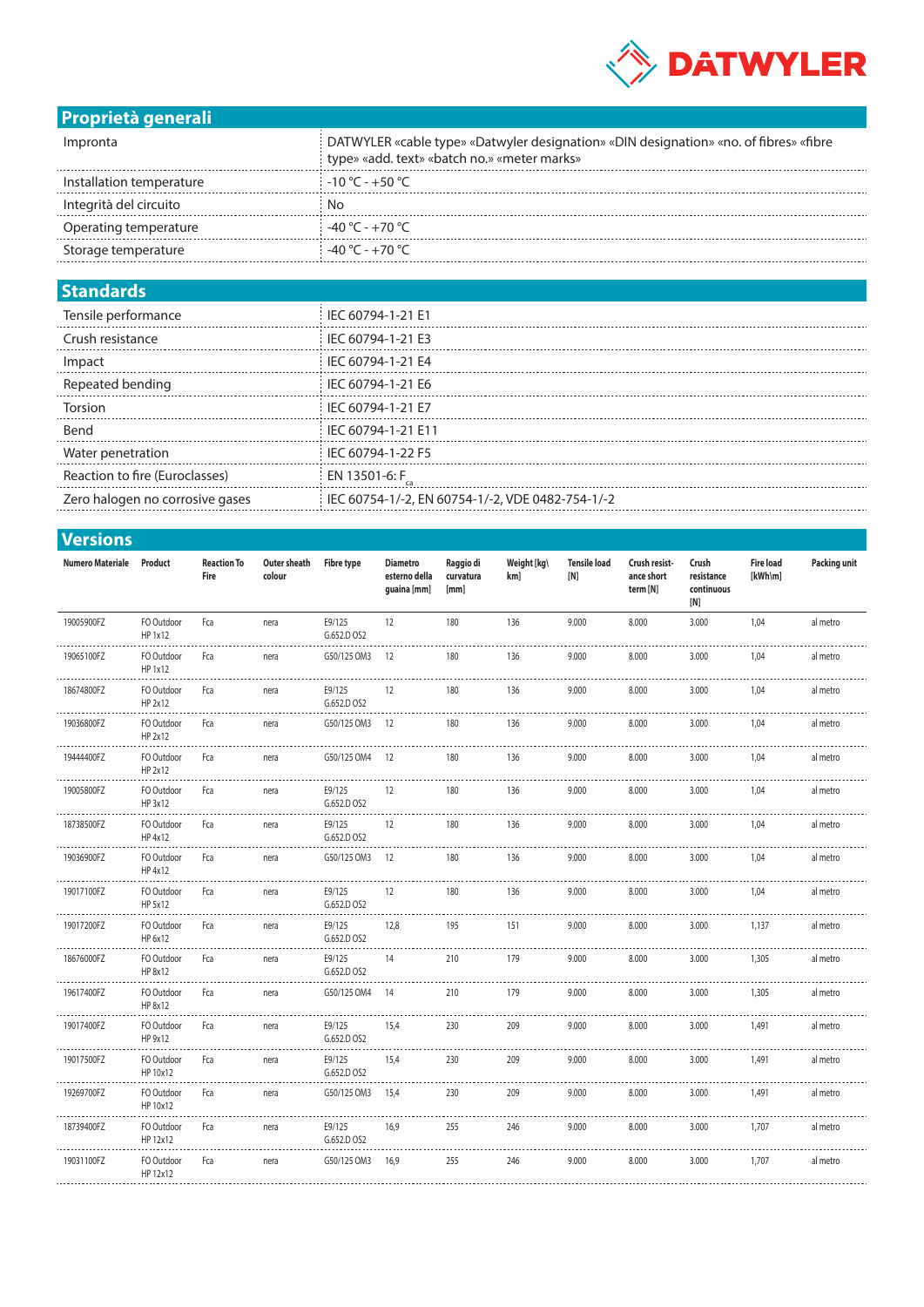## Proprietà generali

| | |
|---|---|
| Impronta | DATWYLER «cable type» «Datwyler designation» «DIN designation» «no. of fibres» «fibre type» «add. text» «batch no.» «meter marks» |
| Installation temperature | -10 °C - +50 °C |
| Integrità del circuito | No |
| Operating temperature | -40 °C - +70 °C |
| Storage temperature | -40 °C - +70 °C |

## Standards

| | |
|---|---|
| Tensile performance | IEC 60794-1-21 E1 |
| Crush resistance | IEC 60794-1-21 E3 |
| Impact | IEC 60794-1-21 E4 |
| Repeated bending | IEC 60794-1-21 E6 |
| Torsion | IEC 60794-1-21 E7 |
| Bend | IEC 60794-1-21 E11 |
| Water penetration | IEC 60794-1-22 F5 |
| Reaction to fire (Euroclasses) | EN 13501-6: $F_{ca}$ |
| Zero halogen no corrosive gases | IEC 60754-1/-2, EN 60754-1/-2, VDE 0482-754-1/-2 |

## Versions

| Numero Materiale | Product | Reaction To Fire | Outer sheath colour | Fibre type | Diametro esterno della guaina [mm] | Raggio di curvatura [mm] | Weight [kg\km] | Tensile load [N] | Crush resistance short term [N] | Crush resistance continuous [N] | Fire load [kWh\m] | Packing unit |
|---|---|---|---|---|---|---|---|---|---|---|---|---|
| 19005900FZ | FO Outdoor HP 1x12 | Fca | nera | E9/125 G.652.D OS2 | 12 | 180 | 136 | 9.000 | 8.000 | 3.000 | 1,04 | al metro |
| 19065100FZ | FO Outdoor HP 1x12 | Fca | nera | G50/125 OM3 | 12 | 180 | 136 | 9.000 | 8.000 | 3.000 | 1,04 | al metro |
| 18674800FZ | FO Outdoor HP 2x12 | Fca | nera | E9/125 G.652.D OS2 | 12 | 180 | 136 | 9.000 | 8.000 | 3.000 | 1,04 | al metro |
| 19036800FZ | FO Outdoor HP 2x12 | Fca | nera | G50/125 OM3 | 12 | 180 | 136 | 9.000 | 8.000 | 3.000 | 1,04 | al metro |
| 19444400FZ | FO Outdoor HP 2x12 | Fca | nera | G50/125 OM4 | 12 | 180 | 136 | 9.000 | 8.000 | 3.000 | 1,04 | al metro |
| 19005800FZ | FO Outdoor HP 3x12 | Fca | nera | E9/125 G.652.D OS2 | 12 | 180 | 136 | 9.000 | 8.000 | 3.000 | 1,04 | al metro |
| 18738500FZ | FO Outdoor HP 4x12 | Fca | nera | E9/125 G.652.D OS2 | 12 | 180 | 136 | 9.000 | 8.000 | 3.000 | 1,04 | al metro |
| 19036900FZ | FO Outdoor HP 4x12 | Fca | nera | G50/125 OM3 | 12 | 180 | 136 | 9.000 | 8.000 | 3.000 | 1,04 | al metro |
| 19017100FZ | FO Outdoor HP 5x12 | Fca | nera | E9/125 G.652.D OS2 | 12 | 180 | 136 | 9.000 | 8.000 | 3.000 | 1,04 | al metro |
| 19017200FZ | FO Outdoor HP 6x12 | Fca | nera | E9/125 G.652.D OS2 | 12,8 | 195 | 151 | 9.000 | 8.000 | 3.000 | 1,137 | al metro |
| 18676000FZ | FO Outdoor HP 8x12 | Fca | nera | E9/125 G.652.D OS2 | 14 | 210 | 179 | 9.000 | 8.000 | 3.000 | 1,305 | al metro |
| 19617400FZ | FO Outdoor HP 8x12 | Fca | nera | G50/125 OM4 | 14 | 210 | 179 | 9.000 | 8.000 | 3.000 | 1,305 | al metro |
| 19017400FZ | FO Outdoor HP 9x12 | Fca | nera | E9/125 G.652.D OS2 | 15,4 | 230 | 209 | 9.000 | 8.000 | 3.000 | 1,491 | al metro |
| 19017500FZ | FO Outdoor HP 10x12 | Fca | nera | E9/125 G.652.D OS2 | 15,4 | 230 | 209 | 9.000 | 8.000 | 3.000 | 1,491 | al metro |
| 19269700FZ | FO Outdoor HP 10x12 | Fca | nera | G50/125 OM3 | 15,4 | 230 | 209 | 9.000 | 8.000 | 3.000 | 1,491 | al metro |
| 18739400FZ | FO Outdoor HP 12x12 | Fca | nera | E9/125 G.652.D OS2 | 16,9 | 255 | 246 | 9.000 | 8.000 | 3.000 | 1,707 | al metro |
| 19031100FZ | FO Outdoor HP 12x12 | Fca | nera | G50/125 OM3 | 16,9 | 255 | 246 | 9.000 | 8.000 | 3.000 | 1,707 | al metro |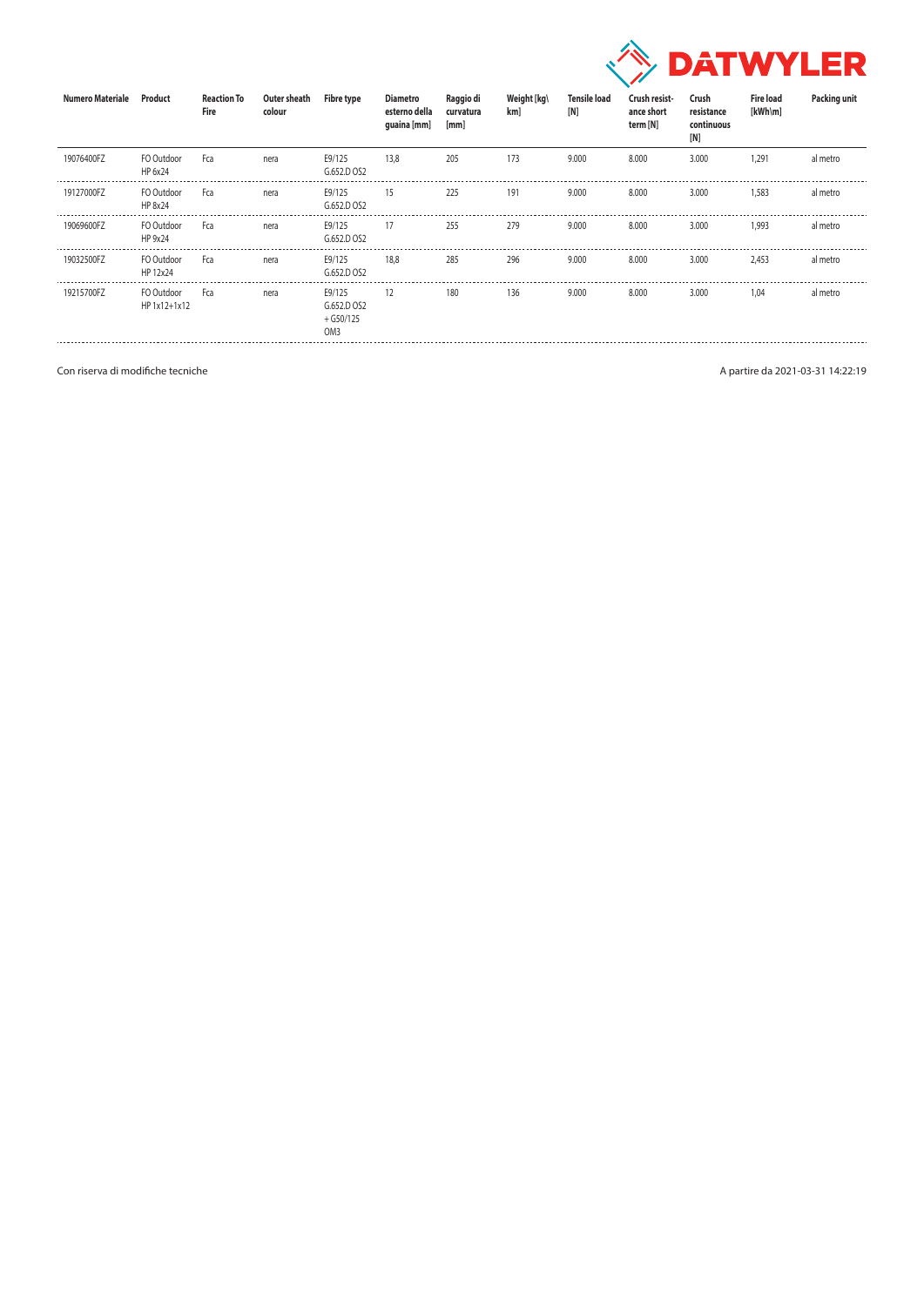| Numero Materiale | Product | Reaction To Fire | Outer sheath colour | Fibre type | Diametro esterno della guaina [mm] | Raggio di curvatura [mm] | Weight [kg\km] | Tensile load [N] | Crush resistance short term [N] | Crush resistance continuous [N] | Fire load [kWh\m] | Packing unit |
|---|---|---|---|---|---|---|---|---|---|---|---|---|
| 19076400FZ | FO Outdoor HP 6x24 | Fca | nera | E9/125 G.652.D OS2 | 13,8 | 205 | 173 | 9.000 | 8.000 | 3.000 | 1,291 | al metro |
| 19127000FZ | FO Outdoor HP 8x24 | Fca | nera | E9/125 G.652.D OS2 | 15 | 225 | 191 | 9.000 | 8.000 | 3.000 | 1,583 | al metro |
| 19069600FZ | FO Outdoor HP 9x24 | Fca | nera | E9/125 G.652.D OS2 | 17 | 255 | 279 | 9.000 | 8.000 | 3.000 | 1,993 | al metro |
| 19032500FZ | FO Outdoor HP 12x24 | Fca | nera | E9/125 G.652.D OS2 | 18,8 | 285 | 296 | 9.000 | 8.000 | 3.000 | 2,453 | al metro |
| 19215700FZ | FO Outdoor HP 1x12+1x12 | Fca | nera | E9/125 G.652.D OS2 + G50/125 OM3 | 12 | 180 | 136 | 9.000 | 8.000 | 3.000 | 1,04 | al metro |

Con riserva di modifiche tecniche

A partire da 2021-03-31 14:22:19